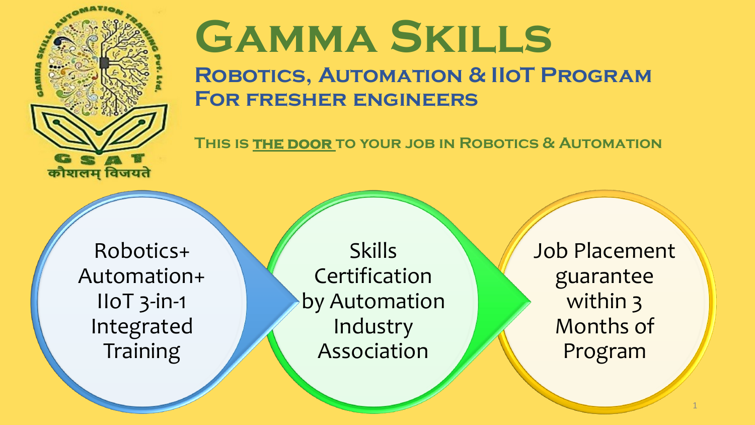GSAT

कौशलम् विजयते

# Gamma Skills

## Robotics, Automation & IIoT Program For fresher engineers

**This is <u>the door</u> to your job in Robotics & Automation**

- Robotics+ Automation+ IIoT 3-in-1 Integrated Training
- Skills Certification by Automation Industry Association
- Job Placement guarantee within 3 Months of Program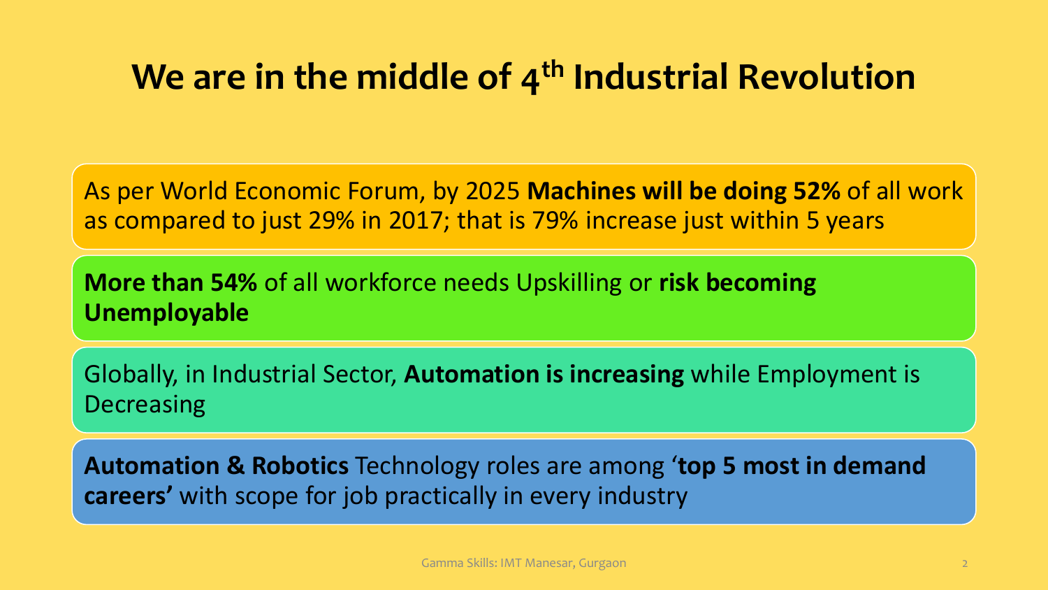# We are in the middle of 4th Industrial Revolution

As per World Economic Forum, by 2025 **Machines will be doing 52%** of all work as compared to just 29% in 2017; that is 79% increase just within 5 years

**More than 54%** of all workforce needs Upskilling or **risk becoming Unemployable**

Globally, in Industrial Sector, **Automation is increasing** while Employment is Decreasing

**Automation & Robotics** Technology roles are among '**top 5 most in demand careers'** with scope for job practically in every industry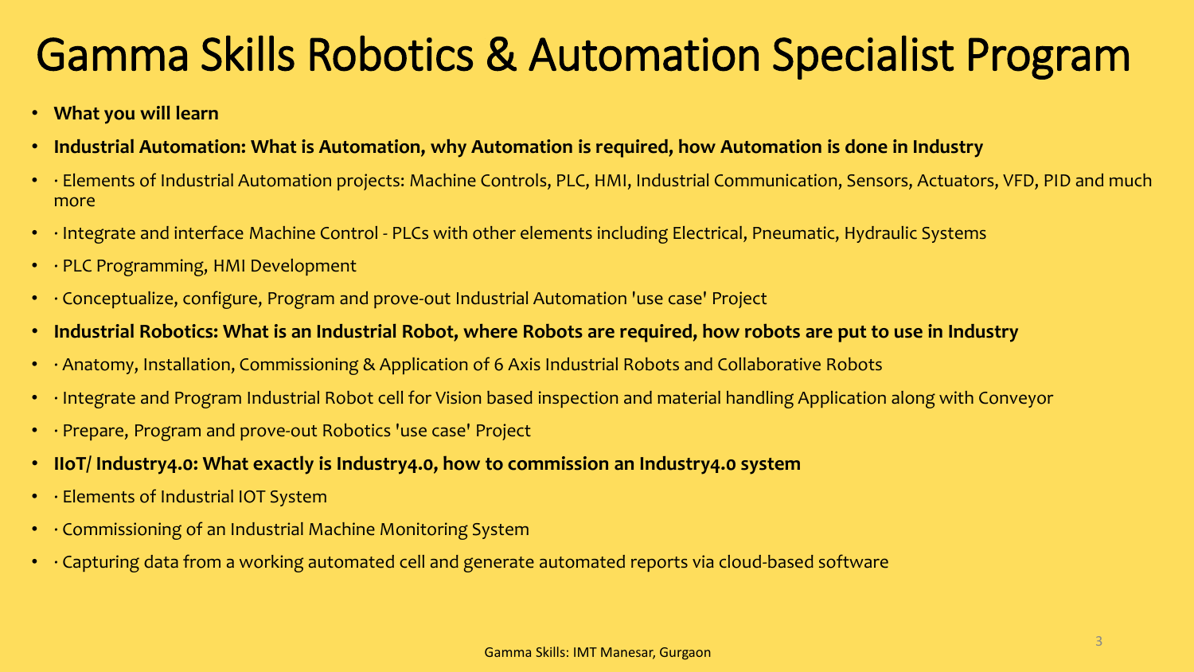# Gamma Skills Robotics & Automation Specialist Program

- **What you will learn**
- **Industrial Automation: What is Automation, why Automation is required, how Automation is done in Industry**
- · Elements of Industrial Automation projects: Machine Controls, PLC, HMI, Industrial Communication, Sensors, Actuators, VFD, PID and much more
- · Integrate and interface Machine Control - PLCs with other elements including Electrical, Pneumatic, Hydraulic Systems
- · PLC Programming, HMI Development
- · Conceptualize, configure, Program and prove-out Industrial Automation 'use case' Project
- **Industrial Robotics: What is an Industrial Robot, where Robots are required, how robots are put to use in Industry**
- · Anatomy, Installation, Commissioning & Application of 6 Axis Industrial Robots and Collaborative Robots
- · Integrate and Program Industrial Robot cell for Vision based inspection and material handling Application along with Conveyor
- · Prepare, Program and prove-out Robotics 'use case' Project
- **IIoT/ Industry4.0: What exactly is Industry4.0, how to commission an Industry4.0 system**
- · Elements of Industrial IOT System
- · Commissioning of an Industrial Machine Monitoring System
- · Capturing data from a working automated cell and generate automated reports via cloud-based software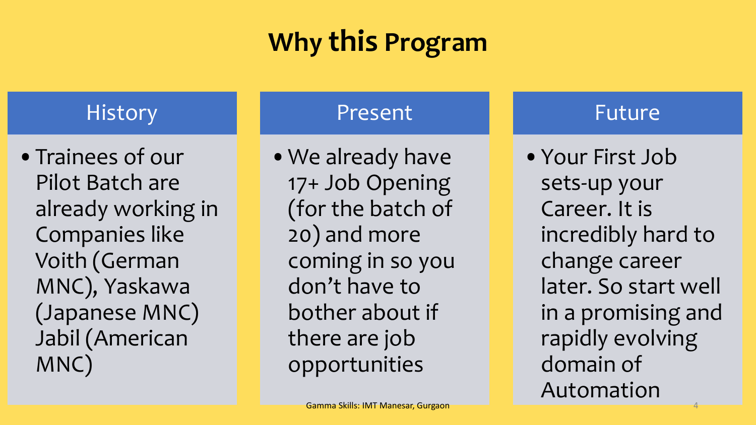# Why this Program

## History

- Trainees of our Pilot Batch are already working in Companies like Voith (German MNC), Yaskawa (Japanese MNC) Jabil (American MNC)

## Present

- We already have 17+ Job Opening (for the batch of 20) and more coming in so you don't have to bother about if there are job opportunities

## Future

- Your First Job sets-up your Career. It is incredibly hard to change career later. So start well in a promising and rapidly evolving domain of Automation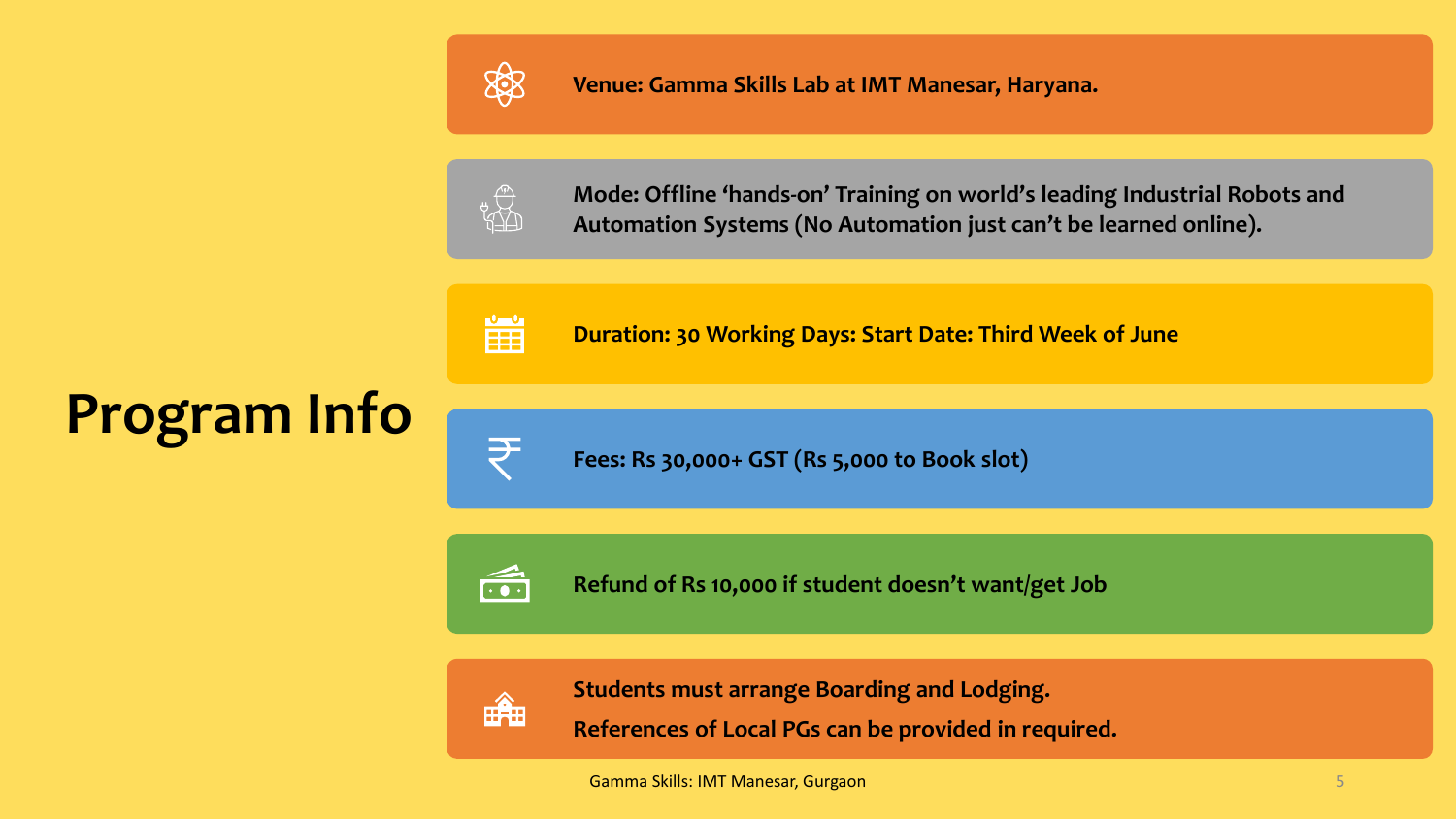# Program Info

- **Venue: Gamma Skills Lab at IMT Manesar, Haryana.**
- **Mode: Offline 'hands-on' Training on world's leading Industrial Robots and Automation Systems (No Automation just can't be learned online).**
- **Duration: 30 Working Days: Start Date: Third Week of June**
- **Fees: Rs 30,000+ GST (Rs 5,000 to Book slot)**
- **Refund of Rs 10,000 if student doesn't want/get Job**
- **Students must arrange Boarding and Lodging.**
  **References of Local PGs can be provided in required.**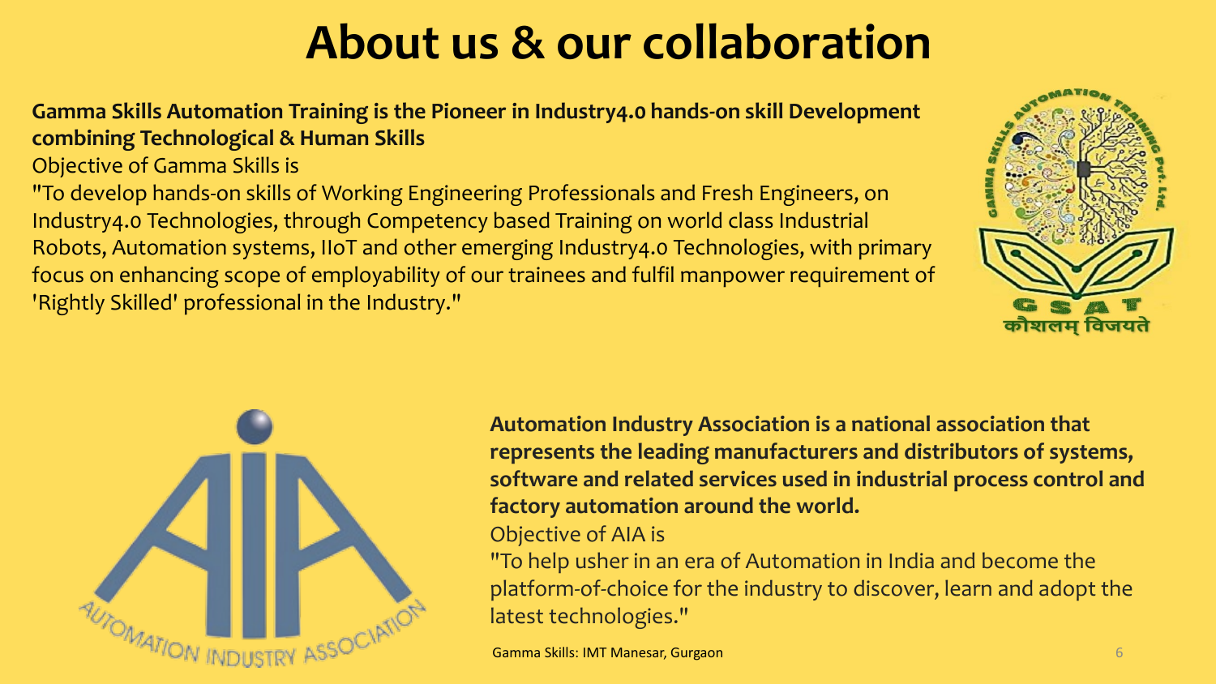# About us & our collaboration

**Gamma Skills Automation Training is the Pioneer in Industry4.0 hands-on skill Development combining Technological & Human Skills**

Objective of Gamma Skills is

"To develop hands-on skills of Working Engineering Professionals and Fresh Engineers, on Industry4.0 Technologies, through Competency based Training on world class Industrial Robots, Automation systems, IIoT and other emerging Industry4.0 Technologies, with primary focus on enhancing scope of employability of our trainees and fulfil manpower requirement of 'Rightly Skilled' professional in the Industry."

**Automation Industry Association is a national association that represents the leading manufacturers and distributors of systems, software and related services used in industrial process control and factory automation around the world.**

Objective of AIA is

"To help usher in an era of Automation in India and become the platform-of-choice for the industry to discover, learn and adopt the latest technologies."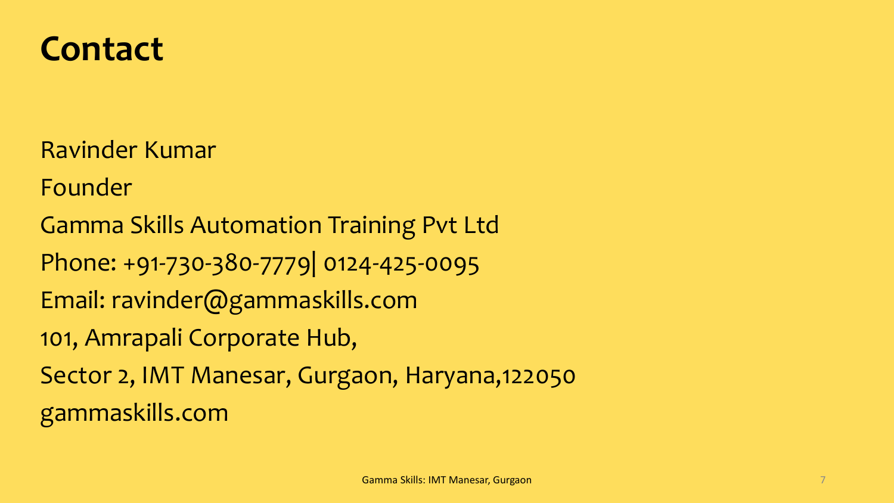# Contact

Ravinder Kumar

Founder

Gamma Skills Automation Training Pvt Ltd

Phone: +91-730-380-7779| 0124-425-0095

Email: ravinder@gammaskills.com

101, Amrapali Corporate Hub,

Sector 2, IMT Manesar, Gurgaon, Haryana,122050

gammaskills.com